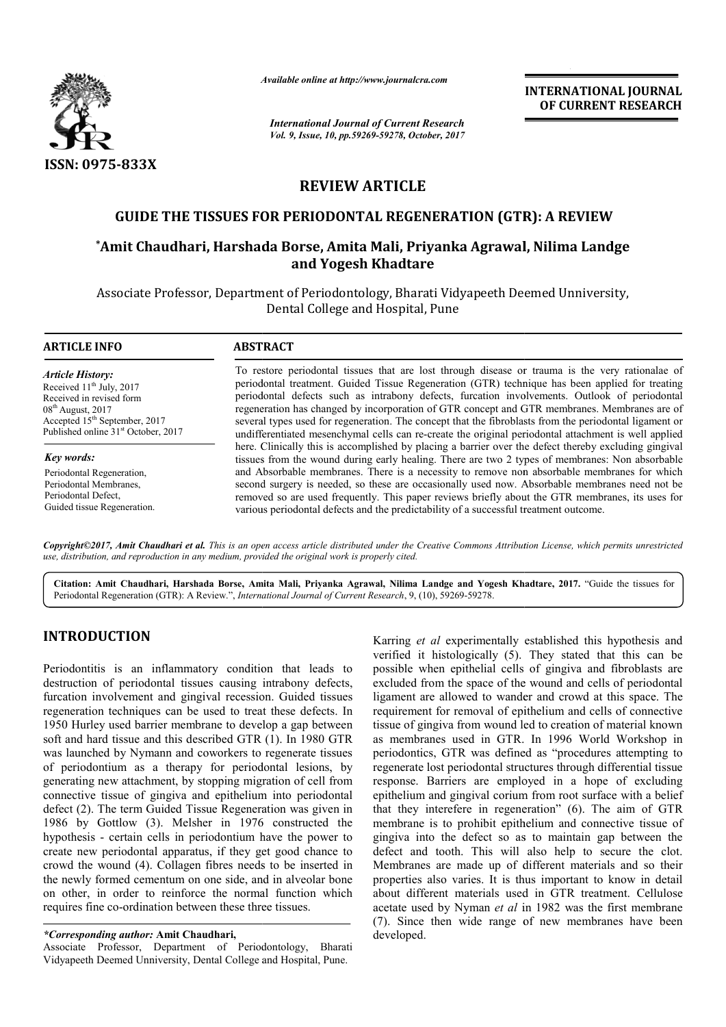*Available online at http://www.journalcra.com*

*International Journal of Current Research*
*Vol. 9, Issue, 10, pp.59269-59278, October, 2017*

**INTERNATIONAL JOURNAL OF CURRENT RESEARCH**

ISSN: 0975-833X

## REVIEW ARTICLE

# GUIDE THE TISSUES FOR PERIODONTAL REGENERATION (GTR): A REVIEW

**\*Amit Chaudhari, Harshada Borse, Amita Mali, Priyanka Agrawal, Nilima Landge and Yogesh Khadtare**

Associate Professor, Department of Periodontology, Bharati Vidyapeeth Deemed Unniversity, Dental College and Hospital, Pune

### ARTICLE INFO

*Article History:*
Received 11th July, 2017
Received in revised form
08th August, 2017
Accepted 15th September, 2017
Published online 31st October, 2017

*Key words:*
Periodontal Regeneration,
Periodontal Membranes,
Periodontal Defect,
Guided tissue Regeneration.

### ABSTRACT

To restore periodontal tissues that are lost through disease or trauma is the very rationalae of periodontal treatment. Guided Tissue Regeneration (GTR) technique has been applied for treating periodontal defects such as intrabony defects, furcation involvements. Outlook of periodontal regeneration has changed by incorporation of GTR concept and GTR membranes. Membranes are of several types used for regeneration. The concept that the fibroblasts from the periodontal ligament or undifferentiated mesenchymal cells can re-create the original periodontal attachment is well applied here. Clinically this is accomplished by placing a barrier over the defect thereby excluding gingival tissues from the wound during early healing. There are two 2 types of membranes: Non absorbable and Absorbable membranes. There is a necessity to remove non absorbable membranes for which second surgery is needed, so these are occasionally used now. Absorbable membranes need not be removed so are used frequently. This paper reviews briefly about the GTR membranes, its uses for various periodontal defects and the predictability of a successful treatment outcome.

*Copyright©2017, Amit Chaudhari et al. This is an open access article distributed under the Creative Commons Attribution License, which permits unrestricted use, distribution, and reproduction in any medium, provided the original work is properly cited.*

**Citation: Amit Chaudhari, Harshada Borse, Amita Mali, Priyanka Agrawal, Nilima Landge and Yogesh Khadtare, 2017.** "Guide the tissues for Periodontal Regeneration (GTR): A Review.", *International Journal of Current Research*, 9, (10), 59269-59278.

## INTRODUCTION

Periodontitis is an inflammatory condition that leads to destruction of periodontal tissues causing intrabony defects, furcation involvement and gingival recession. Guided tissues regeneration techniques can be used to treat these defects. In 1950 Hurley used barrier membrane to develop a gap between soft and hard tissue and this described GTR (1). In 1980 GTR was launched by Nymann and coworkers to regenerate tissues of periodontium as a therapy for periodontal lesions, by generating new attachment, by stopping migration of cell from connective tissue of gingiva and epithelium into periodontal defect (2). The term Guided Tissue Regeneration was given in 1986 by Gottlow (3). Melsher in 1976 constructed the hypothesis - certain cells in periodontium have the power to create new periodontal apparatus, if they get good chance to crowd the wound (4). Collagen fibres needs to be inserted in the newly formed cementum on one side, and in alveolar bone on other, in order to reinforce the normal function which requires fine co-ordination between these three tissues.

Karring *et al* experimentally established this hypothesis and verified it histologically (5). They stated that this can be possible when epithelial cells of gingiva and fibroblasts are excluded from the space of the wound and cells of periodontal ligament are allowed to wander and crowd at this space. The requirement for removal of epithelium and cells of connective tissue of gingiva from wound led to creation of material known as membranes used in GTR. In 1996 World Workshop in periodontics, GTR was defined as "procedures attempting to regenerate lost periodontal structures through differential tissue response. Barriers are employed in a hope of excluding epithelium and gingival corium from root surface with a belief that they interefere in regeneration" (6). The aim of GTR membrane is to prohibit epithelium and connective tissue of gingiva into the defect so as to maintain gap between the defect and tooth. This will also help to secure the clot. Membranes are made up of different materials and so their properties also varies. It is thus important to know in detail about different materials used in GTR treatment. Cellulose acetate used by Nyman *et al* in 1982 was the first membrane (7). Since then wide range of new membranes have been developed.

*\*Corresponding author:* **Amit Chaudhari,**
Associate Professor, Department of Periodontology, Bharati Vidyapeeth Deemed Unniversity, Dental College and Hospital, Pune.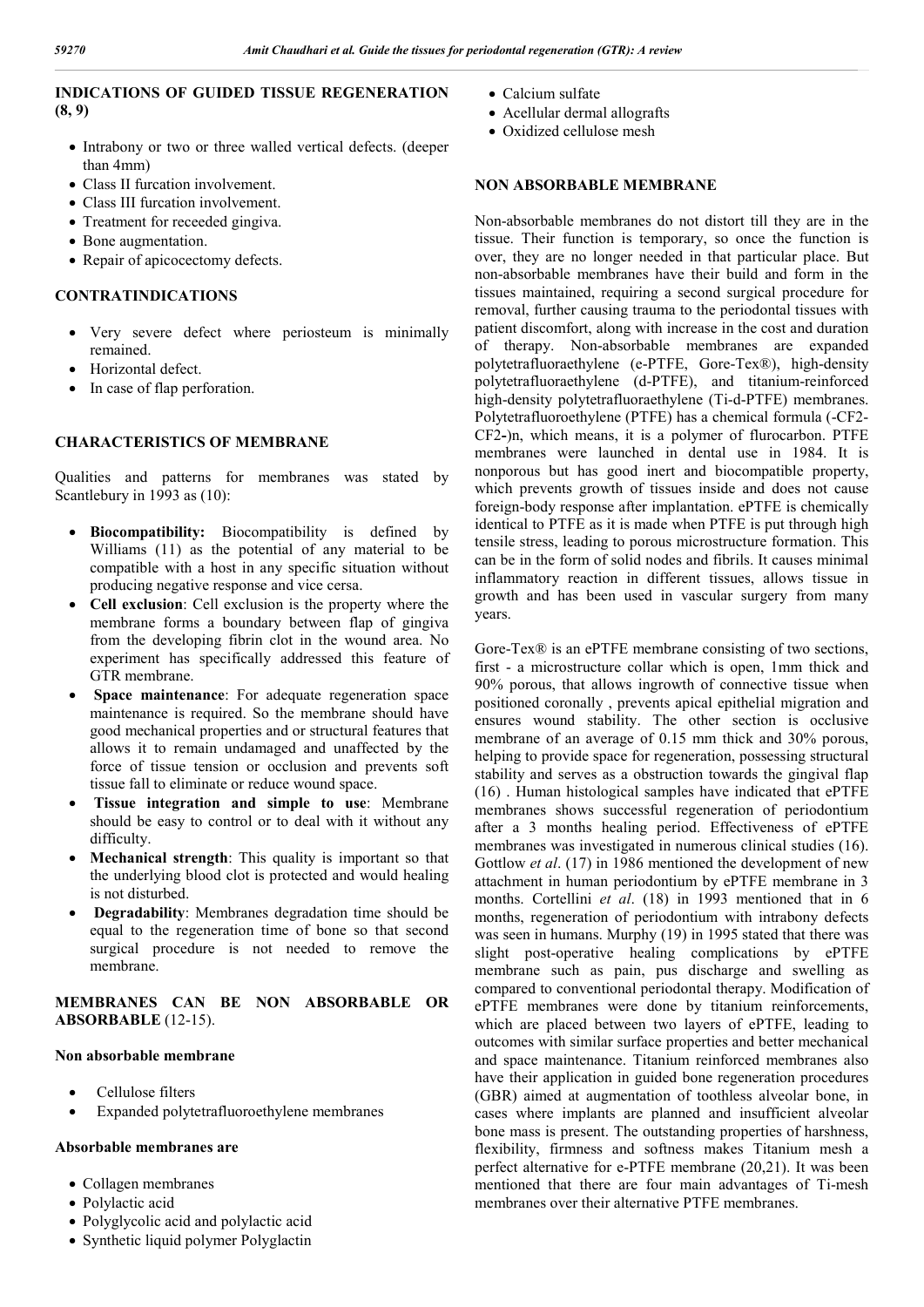## INDICATIONS OF GUIDED TISSUE REGENERATION (8, 9)

- Intrabony or two or three walled vertical defects. (deeper than 4mm)
- Class II furcation involvement.
- Class III furcation involvement.
- Treatment for receeded gingiva.
- Bone augmentation.
- Repair of apicocectomy defects.

## CONTRATINDICATIONS

- Very severe defect where periosteum is minimally remained.
- Horizontal defect.
- In case of flap perforation.

## CHARACTERISTICS OF MEMBRANE

Qualities and patterns for membranes was stated by Scantlebury in 1993 as (10):

- **Biocompatibility:** Biocompatibility is defined by Williams (11) as the potential of any material to be compatible with a host in any specific situation without producing negative response and vice versa.
- **Cell exclusion**: Cell exclusion is the property where the membrane forms a boundary between flap of gingiva from the developing fibrin clot in the wound area. No experiment has specifically addressed this feature of GTR membrane.
- **Space maintenance**: For adequate regeneration space maintenance is required. So the membrane should have good mechanical properties and or structural features that allows it to remain undamaged and unaffected by the force of tissue tension or occlusion and prevents soft tissue fall to eliminate or reduce wound space.
- **Tissue integration and simple to use**: Membrane should be easy to control or to deal with it without any difficulty.
- **Mechanical strength**: This quality is important so that the underlying blood clot is protected and would healing is not disturbed.
- **Degradability**: Membranes degradation time should be equal to the regeneration time of bone so that second surgical procedure is not needed to remove the membrane.

## MEMBRANES CAN BE NON ABSORBABLE OR ABSORBABLE (12-15).

### Non absorbable membrane

- Cellulose filters
- Expanded polytetrafluoroethylene membranes

### Absorbable membranes are

- Collagen membranes
- Polylactic acid
- Polyglycolic acid and polylactic acid
- Synthetic liquid polymer Polyglactin
- Calcium sulfate
- Acellular dermal allografts
- Oxidized cellulose mesh

## NON ABSORBABLE MEMBRANE

Non-absorbable membranes do not distort till they are in the tissue. Their function is temporary, so once the function is over, they are no longer needed in that particular place. But non-absorbable membranes have their build and form in the tissues maintained, requiring a second surgical procedure for removal, further causing trauma to the periodontal tissues with patient discomfort, along with increase in the cost and duration of therapy. Non-absorbable membranes are expanded polytetrafluoraethylene (e-PTFE, Gore-Tex®), high-density polytetrafluoraethylene (d-PTFE), and titanium-reinforced high-density polytetrafluoraethylene (Ti-d-PTFE) membranes. Polytetrafluoroethylene (PTFE) has a chemical formula (-$CF_2$-$CF_2$-)n, which means, it is a polymer of flurocarbon. PTFE membranes were launched in dental use in 1984. It is nonporous but has good inert and biocompatible property, which prevents growth of tissues inside and does not cause foreign-body response after implantation. ePTFE is chemically identical to PTFE as it is made when PTFE is put through high tensile stress, leading to porous microstructure formation. This can be in the form of solid nodes and fibrils. It causes minimal inflammatory reaction in different tissues, allows tissue in growth and has been used in vascular surgery from many years.

Gore-Tex® is an ePTFE membrane consisting of two sections, first - a microstructure collar which is open, 1mm thick and 90% porous, that allows ingrowth of connective tissue when positioned coronally , prevents apical epithelial migration and ensures wound stability. The other section is occlusive membrane of an average of 0.15 mm thick and 30% porous, helping to provide space for regeneration, possessing structural stability and serves as a obstruction towards the gingival flap (16) . Human histological samples have indicated that ePTFE membranes shows successful regeneration of periodontium after a 3 months healing period. Effectiveness of ePTFE membranes was investigated in numerous clinical studies (16). Gottlow *et al*. (17) in 1986 mentioned the development of new attachment in human periodontium by ePTFE membrane in 3 months. Cortellini *et al*. (18) in 1993 mentioned that in 6 months, regeneration of periodontium with intrabony defects was seen in humans. Murphy (19) in 1995 stated that there was slight post-operative healing complications by ePTFE membrane such as pain, pus discharge and swelling as compared to conventional periodontal therapy. Modification of ePTFE membranes were done by titanium reinforcements, which are placed between two layers of ePTFE, leading to outcomes with similar surface properties and better mechanical and space maintenance. Titanium reinforced membranes also have their application in guided bone regeneration procedures (GBR) aimed at augmentation of toothless alveolar bone, in cases where implants are planned and insufficient alveolar bone mass is present. The outstanding properties of harshness, flexibility, firmness and softness makes Titanium mesh a perfect alternative for e-PTFE membrane (20,21). It was been mentioned that there are four main advantages of Ti-mesh membranes over their alternative PTFE membranes.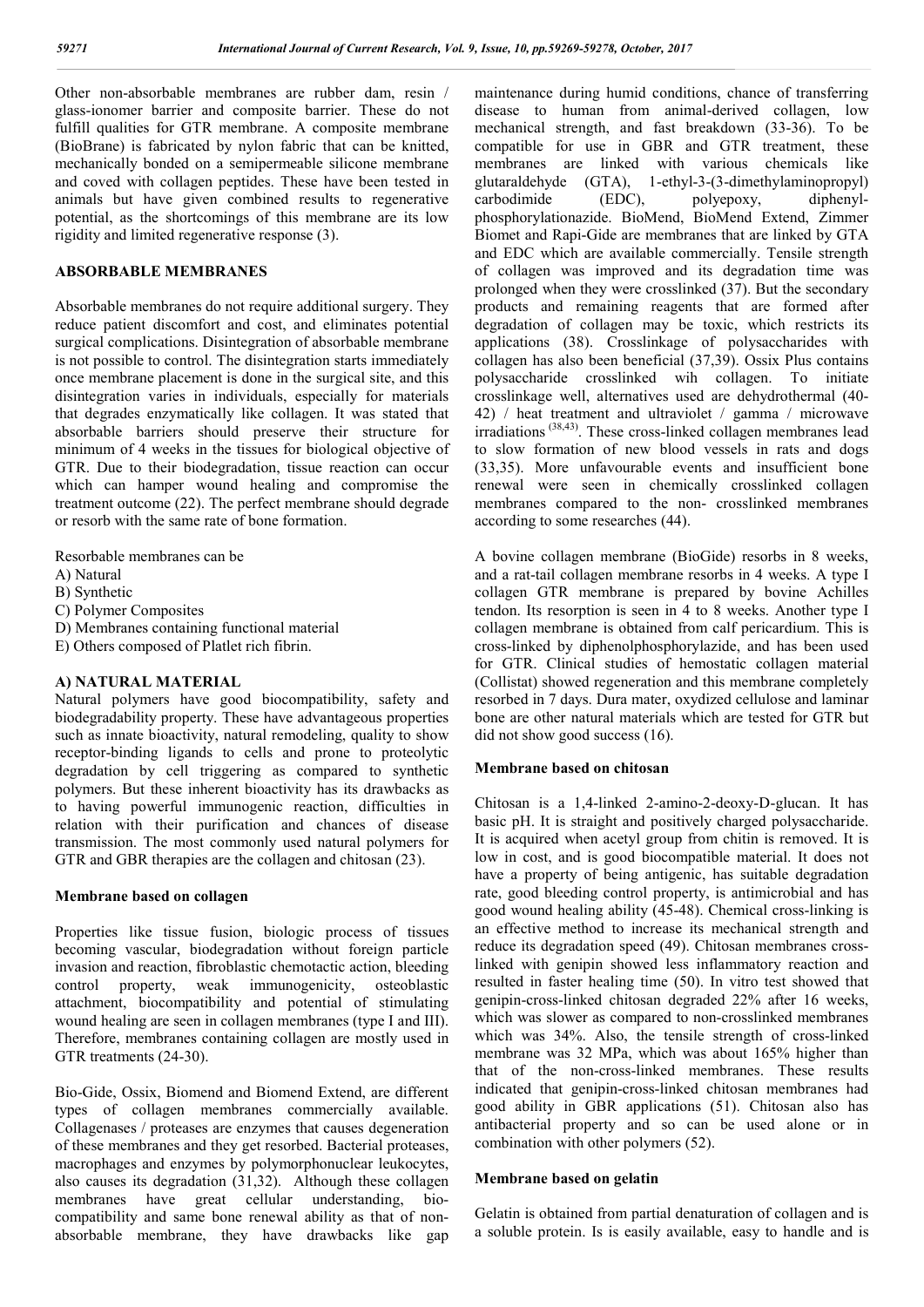Other non-absorbable membranes are rubber dam, resin / glass-ionomer barrier and composite barrier. These do not fulfill qualities for GTR membrane. A composite membrane (BioBrane) is fabricated by nylon fabric that can be knitted, mechanically bonded on a semipermeable silicone membrane and coved with collagen peptides. These have been tested in animals but have given combined results to regenerative potential, as the shortcomings of this membrane are its low rigidity and limited regenerative response (3).

## ABSORBABLE MEMBRANES

Absorbable membranes do not require additional surgery. They reduce patient discomfort and cost, and eliminates potential surgical complications. Disintegration of absorbable membrane is not possible to control. The disintegration starts immediately once membrane placement is done in the surgical site, and this disintegration varies in individuals, especially for materials that degrades enzymatically like collagen. It was stated that absorbable barriers should preserve their structure for minimum of 4 weeks in the tissues for biological objective of GTR. Due to their biodegradation, tissue reaction can occur which can hamper wound healing and compromise the treatment outcome (22). The perfect membrane should degrade or resorb with the same rate of bone formation.

Resorbable membranes can be

A) Natural
B) Synthetic
C) Polymer Composites
D) Membranes containing functional material
E) Others composed of Platlet rich fibrin.

### A) NATURAL MATERIAL

Natural polymers have good biocompatibility, safety and biodegradability property. These have advantageous properties such as innate bioactivity, natural remodeling, quality to show receptor-binding ligands to cells and prone to proteolytic degradation by cell triggering as compared to synthetic polymers. But these inherent bioactivity has its drawbacks as to having powerful immunogenic reaction, difficulties in relation with their purification and chances of disease transmission. The most commonly used natural polymers for GTR and GBR therapies are the collagen and chitosan (23).

### Membrane based on collagen

Properties like tissue fusion, biologic process of tissues becoming vascular, biodegradation without foreign particle invasion and reaction, fibroblastic chemotactic action, bleeding control property, weak immunogenicity, osteoblastic attachment, biocompatibility and potential of stimulating wound healing are seen in collagen membranes (type I and III). Therefore, membranes containing collagen are mostly used in GTR treatments (24-30).

Bio-Gide, Ossix, Biomend and Biomend Extend, are different types of collagen membranes commercially available. Collagenases / proteases are enzymes that causes degeneration of these membranes and they get resorbed. Bacterial proteases, macrophages and enzymes by polymorphonuclear leukocytes, also causes its degradation (31,32). Although these collagen membranes have great cellular understanding, bio-compatibility and same bone renewal ability as that of non-absorbable membrane, they have drawbacks like gap maintenance during humid conditions, chance of transferring disease to human from animal-derived collagen, low mechanical strength, and fast breakdown (33-36). To be compatible for use in GBR and GTR treatment, these membranes are linked with various chemicals like glutaraldehyde (GTA), 1-ethyl-3-(3-dimethylaminopropyl) carbodimide (EDC), polyepoxy, diphenyl-phosphorylationazide. BioMend, BioMend Extend, Zimmer Biomet and Rapi-Gide are membranes that are linked by GTA and EDC which are available commercially. Tensile strength of collagen was improved and its degradation time was prolonged when they were crosslinked (37). But the secondary products and remaining reagents that are formed after degradation of collagen may be toxic, which restricts its applications (38). Crosslinkage of polysaccharides with collagen has also been beneficial (37,39). Ossix Plus contains polysaccharide crosslinked wih collagen. To initiate crosslinkage well, alternatives used are dehydrothermal (40-42) / heat treatment and ultraviolet / gamma / microwave irradiations [38,43]. These cross-linked collagen membranes lead to slow formation of new blood vessels in rats and dogs (33,35). More unfavourable events and insufficient bone renewal were seen in chemically crosslinked collagen membranes compared to the non- crosslinked membranes according to some researches (44).

A bovine collagen membrane (BioGide) resorbs in 8 weeks, and a rat-tail collagen membrane resorbs in 4 weeks. A type I collagen GTR membrane is prepared by bovine Achilles tendon. Its resorption is seen in 4 to 8 weeks. Another type I collagen membrane is obtained from calf pericardium. This is cross-linked by diphenolphosphorylazide, and has been used for GTR. Clinical studies of hemostatic collagen material (Collistat) showed regeneration and this membrane completely resorbed in 7 days. Dura mater, oxydized cellulose and laminar bone are other natural materials which are tested for GTR but did not show good success (16).

### Membrane based on chitosan

Chitosan is a 1,4-linked 2-amino-2-deoxy-D-glucan. It has basic pH. It is straight and positively charged polysaccharide. It is acquired when acetyl group from chitin is removed. It is low in cost, and is good biocompatible material. It does not have a property of being antigenic, has suitable degradation rate, good bleeding control property, is antimicrobial and has good wound healing ability (45-48). Chemical cross-linking is an effective method to increase its mechanical strength and reduce its degradation speed (49). Chitosan membranes cross-linked with genipin showed less inflammatory reaction and resulted in faster healing time (50). In vitro test showed that genipin-cross-linked chitosan degraded 22% after 16 weeks, which was slower as compared to non-crosslinked membranes which was 34%. Also, the tensile strength of cross-linked membrane was 32 MPa, which was about 165% higher than that of the non-cross-linked membranes. These results indicated that genipin-cross-linked chitosan membranes had good ability in GBR applications (51). Chitosan also has antibacterial property and so can be used alone or in combination with other polymers (52).

### Membrane based on gelatin

Gelatin is obtained from partial denaturation of collagen and is a soluble protein. Is is easily available, easy to handle and is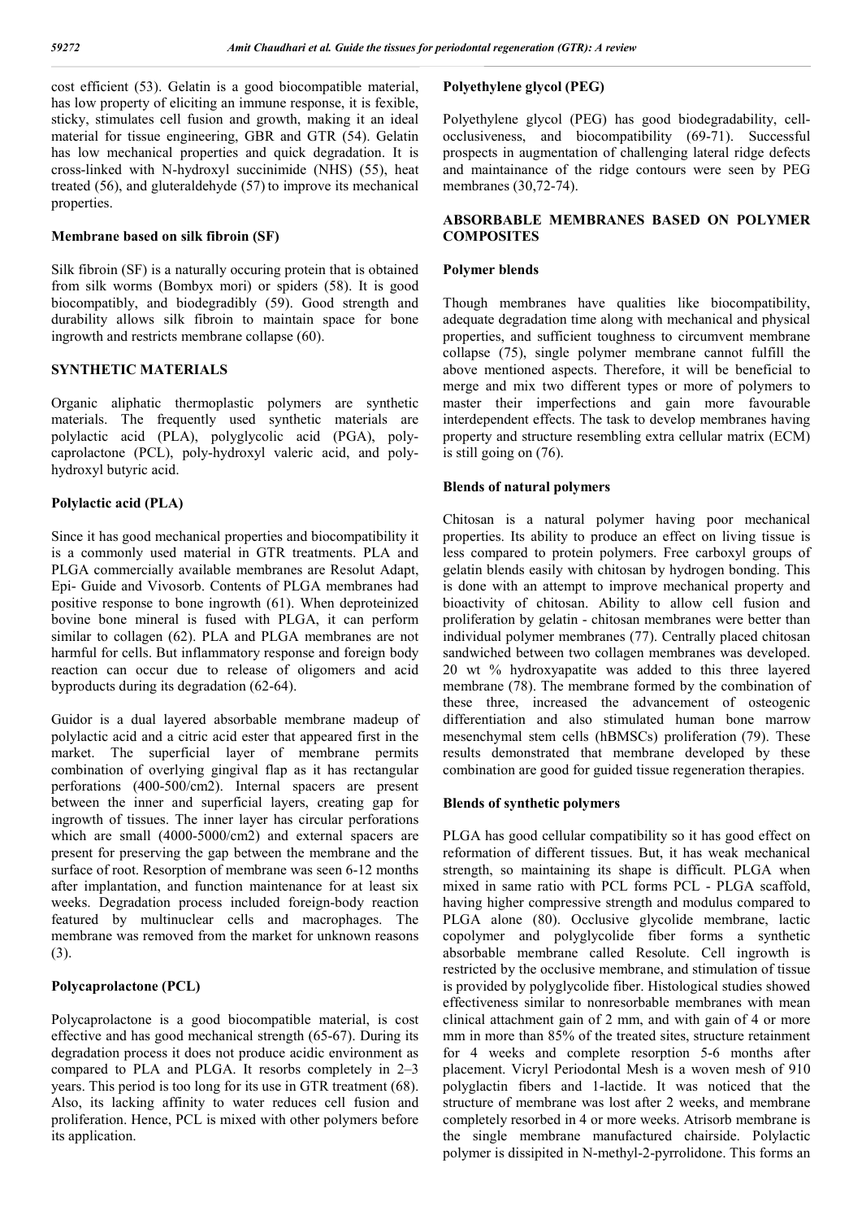cost efficient (53). Gelatin is a good biocompatible material, has low property of eliciting an immune response, it is fexible, sticky, stimulates cell fusion and growth, making it an ideal material for tissue engineering, GBR and GTR (54). Gelatin has low mechanical properties and quick degradation. It is cross-linked with N-hydroxyl succinimide (NHS) (55), heat treated (56), and gluteraldehyde (57) to improve its mechanical properties.

### Membrane based on silk fibroin (SF)

Silk fibroin (SF) is a naturally occuring protein that is obtained from silk worms (Bombyx mori) or spiders (58). It is good biocompatibly, and biodegradibly (59). Good strength and durability allows silk fibroin to maintain space for bone ingrowth and restricts membrane collapse (60).

## SYNTHETIC MATERIALS

Organic aliphatic thermoplastic polymers are synthetic materials. The frequently used synthetic materials are polylactic acid (PLA), polyglycolic acid (PGA), poly-caprolactone (PCL), poly-hydroxyl valeric acid, and poly-hydroxyl butyric acid.

### Polylactic acid (PLA)

Since it has good mechanical properties and biocompatibility it is a commonly used material in GTR treatments. PLA and PLGA commercially available membranes are Resolut Adapt, Epi- Guide and Vivosorb. Contents of PLGA membranes had positive response to bone ingrowth (61). When deproteinized bovine bone mineral is fused with PLGA, it can perform similar to collagen (62). PLA and PLGA membranes are not harmful for cells. But inflammatory response and foreign body reaction can occur due to release of oligomers and acid byproducts during its degradation (62-64).

Guidor is a dual layered absorbable membrane madeup of polylactic acid and a citric acid ester that appeared first in the market. The superficial layer of membrane permits combination of overlying gingival flap as it has rectangular perforations (400-500/cm2). Internal spacers are present between the inner and superficial layers, creating gap for ingrowth of tissues. The inner layer has circular perforations which are small (4000-5000/cm2) and external spacers are present for preserving the gap between the membrane and the surface of root. Resorption of membrane was seen 6-12 months after implantation, and function maintenance for at least six weeks. Degradation process included foreign-body reaction featured by multinuclear cells and macrophages. The membrane was removed from the market for unknown reasons (3).

### Polycaprolactone (PCL)

Polycaprolactone is a good biocompatible material, is cost effective and has good mechanical strength (65-67). During its degradation process it does not produce acidic environment as compared to PLA and PLGA. It resorbs completely in 2–3 years. This period is too long for its use in GTR treatment (68). Also, its lacking affinity to water reduces cell fusion and proliferation. Hence, PCL is mixed with other polymers before its application.

### Polyethylene glycol (PEG)

Polyethylene glycol (PEG) has good biodegradability, cell-occlusiveness, and biocompatibility (69-71). Successful prospects in augmentation of challenging lateral ridge defects and maintainance of the ridge contours were seen by PEG membranes (30,72-74).

## ABSORBABLE MEMBRANES BASED ON POLYMER COMPOSITES

### Polymer blends

Though membranes have qualities like biocompatibility, adequate degradation time along with mechanical and physical properties, and sufficient toughness to circumvent membrane collapse (75), single polymer membrane cannot fulfill the above mentioned aspects. Therefore, it will be beneficial to merge and mix two different types or more of polymers to master their imperfections and gain more favourable interdependent effects. The task to develop membranes having property and structure resembling extra cellular matrix (ECM) is still going on (76).

### Blends of natural polymers

Chitosan is a natural polymer having poor mechanical properties. Its ability to produce an effect on living tissue is less compared to protein polymers. Free carboxyl groups of gelatin blends easily with chitosan by hydrogen bonding. This is done with an attempt to improve mechanical property and bioactivity of chitosan. Ability to allow cell fusion and proliferation by gelatin - chitosan membranes were better than individual polymer membranes (77). Centrally placed chitosan sandwiched between two collagen membranes was developed. 20 wt % hydroxyapatite was added to this three layered membrane (78). The membrane formed by the combination of these three, increased the advancement of osteogenic differentiation and also stimulated human bone marrow mesenchymal stem cells (hBMSCs) proliferation (79). These results demonstrated that membrane developed by these combination are good for guided tissue regeneration therapies.

### Blends of synthetic polymers

PLGA has good cellular compatibility so it has good effect on reformation of different tissues. But, it has weak mechanical strength, so maintaining its shape is difficult. PLGA when mixed in same ratio with PCL forms PCL - PLGA scaffold, having higher compressive strength and modulus compared to PLGA alone (80). Occlusive glycolide membrane, lactic copolymer and polyglycolide fiber forms a synthetic absorbable membrane called Resolute. Cell ingrowth is restricted by the occlusive membrane, and stimulation of tissue is provided by polyglycolide fiber. Histological studies showed effectiveness similar to nonresorbable membranes with mean clinical attachment gain of 2 mm, and with gain of 4 or more mm in more than 85% of the treated sites, structure retainment for 4 weeks and complete resorption 5-6 months after placement. Vicryl Periodontal Mesh is a woven mesh of 910 polyglactin fibers and 1-lactide. It was noticed that the structure of membrane was lost after 2 weeks, and membrane completely resorbed in 4 or more weeks. Atrisorb membrane is the single membrane manufactured chairside. Polylactic polymer is dissipited in N-methyl-2-pyrrolidone. This forms an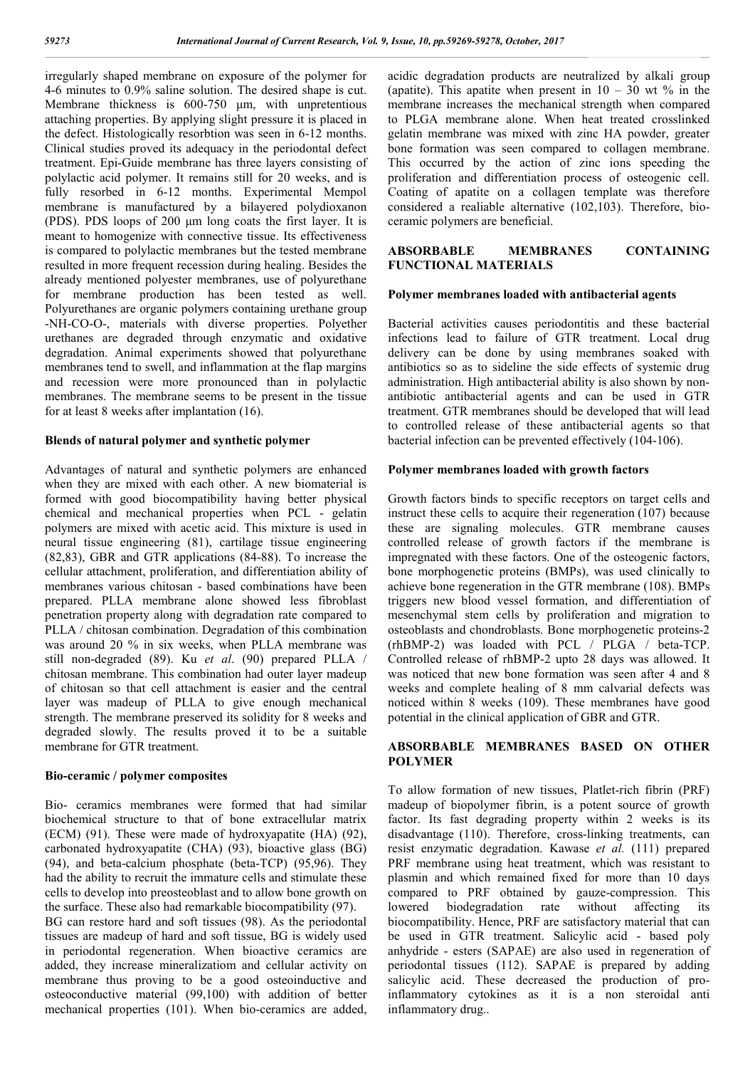irregularly shaped membrane on exposure of the polymer for 4-6 minutes to 0.9% saline solution. The desired shape is cut. Membrane thickness is 600-750 μm, with unpretentious attaching properties. By applying slight pressure it is placed in the defect. Histologically resorbtion was seen in 6-12 months. Clinical studies proved its adequacy in the periodontal defect treatment. Epi-Guide membrane has three layers consisting of polylactic acid polymer. It remains still for 20 weeks, and is fully resorbed in 6-12 months. Experimental Mempol membrane is manufactured by a bilayered polydioxanon (PDS). PDS loops of 200 μm long coats the first layer. It is meant to homogenize with connective tissue. Its effectiveness is compared to polylactic membranes but the tested membrane resulted in more frequent recession during healing. Besides the already mentioned polyester membranes, use of polyurethane for membrane production has been tested as well. Polyurethanes are organic polymers containing urethane group -NH-CO-O-, materials with diverse properties. Polyether urethanes are degraded through enzymatic and oxidative degradation. Animal experiments showed that polyurethane membranes tend to swell, and inflammation at the flap margins and recession were more pronounced than in polylactic membranes. The membrane seems to be present in the tissue for at least 8 weeks after implantation (16).

### Blends of natural polymer and synthetic polymer

Advantages of natural and synthetic polymers are enhanced when they are mixed with each other. A new biomaterial is formed with good biocompatibility having better physical chemical and mechanical properties when PCL - gelatin polymers are mixed with acetic acid. This mixture is used in neural tissue engineering (81), cartilage tissue engineering (82,83), GBR and GTR applications (84-88). To increase the cellular attachment, proliferation, and differentiation ability of membranes various chitosan - based combinations have been prepared. PLLA membrane alone showed less fibroblast penetration property along with degradation rate compared to PLLA / chitosan combination. Degradation of this combination was around 20 % in six weeks, when PLLA membrane was still non-degraded (89). Ku *et al*. (90) prepared PLLA / chitosan membrane. This combination had outer layer madeup of chitosan so that cell attachment is easier and the central layer was madeup of PLLA to give enough mechanical strength. The membrane preserved its solidity for 8 weeks and degraded slowly. The results proved it to be a suitable membrane for GTR treatment.

### Bio-ceramic / polymer composites

Bio- ceramics membranes were formed that had similar biochemical structure to that of bone extracellular matrix (ECM) (91). These were made of hydroxyapatite (HA) (92), carbonated hydroxyapatite (CHA) (93), bioactive glass (BG) (94), and beta-calcium phosphate (beta-TCP) (95,96). They had the ability to recruit the immature cells and stimulate these cells to develop into preosteoblast and to allow bone growth on the surface. These also had remarkable biocompatibility (97).

BG can restore hard and soft tissues (98). As the periodontal tissues are madeup of hard and soft tissue, BG is widely used in periodontal regeneration. When bioactive ceramics are added, they increase mineralizatiom and cellular activity on membrane thus proving to be a good osteoinductive and osteoconductive material (99,100) with addition of better mechanical properties (101). When bio-ceramics are added, acidic degradation products are neutralized by alkali group (apatite). This apatite when present in 10 – 30 wt % in the membrane increases the mechanical strength when compared to PLGA membrane alone. When heat treated crosslinked gelatin membrane was mixed with zinc HA powder, greater bone formation was seen compared to collagen membrane. This occurred by the action of zinc ions speeding the proliferation and differentiation process of osteogenic cell. Coating of apatite on a collagen template was therefore considered a realiable alternative (102,103). Therefore, bio-ceramic polymers are beneficial.

## ABSORBABLE MEMBRANES CONTAINING FUNCTIONAL MATERIALS

### Polymer membranes loaded with antibacterial agents

Bacterial activities causes periodontitis and these bacterial infections lead to failure of GTR treatment. Local drug delivery can be done by using membranes soaked with antibiotics so as to sideline the side effects of systemic drug administration. High antibacterial ability is also shown by non-antibiotic antibacterial agents and can be used in GTR treatment. GTR membranes should be developed that will lead to controlled release of these antibacterial agents so that bacterial infection can be prevented effectively (104-106).

### Polymer membranes loaded with growth factors

Growth factors binds to specific receptors on target cells and instruct these cells to acquire their regeneration (107) because these are signaling molecules. GTR membrane causes controlled release of growth factors if the membrane is impregnated with these factors. One of the osteogenic factors, bone morphogenetic proteins (BMPs), was used clinically to achieve bone regeneration in the GTR membrane (108). BMPs triggers new blood vessel formation, and differentiation of mesenchymal stem cells by proliferation and migration to osteoblasts and chondroblasts. Bone morphogenetic proteins-2 (rhBMP-2) was loaded with PCL / PLGA / beta-TCP. Controlled release of rhBMP-2 upto 28 days was allowed. It was noticed that new bone formation was seen after 4 and 8 weeks and complete healing of 8 mm calvarial defects was noticed within 8 weeks (109). These membranes have good potential in the clinical application of GBR and GTR.

## ABSORBABLE MEMBRANES BASED ON OTHER POLYMER

To allow formation of new tissues, Platlet-rich fibrin (PRF) madeup of biopolymer fibrin, is a potent source of growth factor. Its fast degrading property within 2 weeks is its disadvantage (110). Therefore, cross-linking treatments, can resist enzymatic degradation. Kawase *et al.* (111) prepared PRF membrane using heat treatment, which was resistant to plasmin and which remained fixed for more than 10 days compared to PRF obtained by gauze-compression. This lowered biodegradation rate without affecting its biocompatibility. Hence, PRF are satisfactory material that can be used in GTR treatment. Salicylic acid - based poly anhydride - esters (SAPAE) are also used in regeneration of periodontal tissues (112). SAPAE is prepared by adding salicylic acid. These decreased the production of pro-inflammatory cytokines as it is a non steroidal anti inflammatory drug..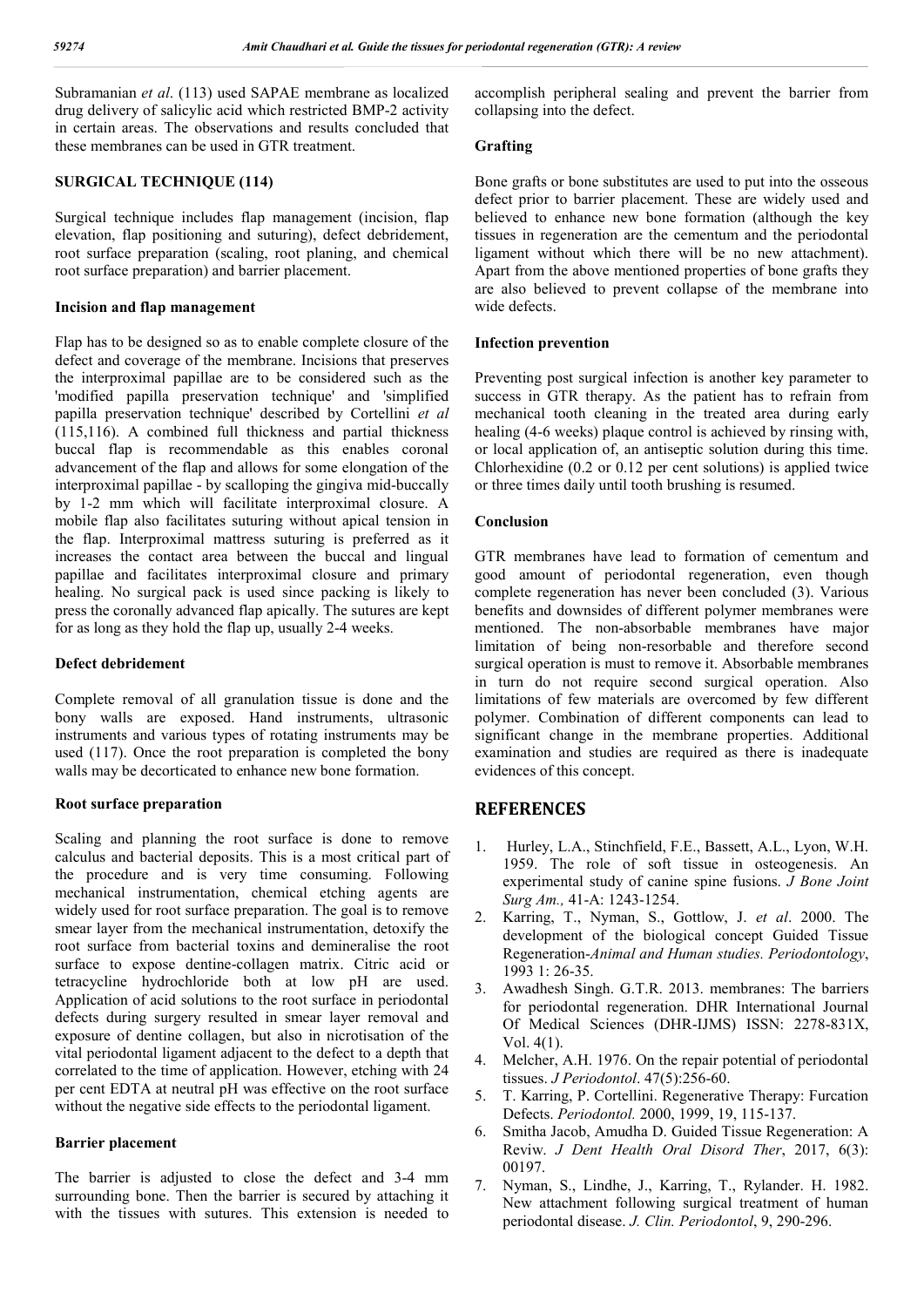Subramanian *et al*. (113) used SAPAE membrane as localized drug delivery of salicylic acid which restricted BMP-2 activity in certain areas. The observations and results concluded that these membranes can be used in GTR treatment.

### SURGICAL TECHNIQUE (114)

Surgical technique includes flap management (incision, flap elevation, flap positioning and suturing), defect debridement, root surface preparation (scaling, root planing, and chemical root surface preparation) and barrier placement.

#### Incision and flap management

Flap has to be designed so as to enable complete closure of the defect and coverage of the membrane. Incisions that preserves the interproximal papillae are to be considered such as the 'modified papilla preservation technique' and 'simplified papilla preservation technique' described by Cortellini *et al* (115,116). A combined full thickness and partial thickness buccal flap is recommendable as this enables coronal advancement of the flap and allows for some elongation of the interproximal papillae - by scalloping the gingiva mid-buccally by 1-2 mm which will facilitate interproximal closure. A mobile flap also facilitates suturing without apical tension in the flap. Interproximal mattress suturing is preferred as it increases the contact area between the buccal and lingual papillae and facilitates interproximal closure and primary healing. No surgical pack is used since packing is likely to press the coronally advanced flap apically. The sutures are kept for as long as they hold the flap up, usually 2-4 weeks.

#### Defect debridement

Complete removal of all granulation tissue is done and the bony walls are exposed. Hand instruments, ultrasonic instruments and various types of rotating instruments may be used (117). Once the root preparation is completed the bony walls may be decorticated to enhance new bone formation.

#### Root surface preparation

Scaling and planning the root surface is done to remove calculus and bacterial deposits. This is a most critical part of the procedure and is very time consuming. Following mechanical instrumentation, chemical etching agents are widely used for root surface preparation. The goal is to remove smear layer from the mechanical instrumentation, detoxify the root surface from bacterial toxins and demineralise the root surface to expose dentine-collagen matrix. Citric acid or tetracycline hydrochloride both at low pH are used. Application of acid solutions to the root surface in periodontal defects during surgery resulted in smear layer removal and exposure of dentine collagen, but also in nicrotisation of the vital periodontal ligament adjacent to the defect to a depth that correlated to the time of application. However, etching with 24 per cent EDTA at neutral pH was effective on the root surface without the negative side effects to the periodontal ligament.

#### Barrier placement

The barrier is adjusted to close the defect and 3-4 mm surrounding bone. Then the barrier is secured by attaching it with the tissues with sutures. This extension is needed to accomplish peripheral sealing and prevent the barrier from collapsing into the defect.

#### Grafting

Bone grafts or bone substitutes are used to put into the osseous defect prior to barrier placement. These are widely used and believed to enhance new bone formation (although the key tissues in regeneration are the cementum and the periodontal ligament without which there will be no new attachment). Apart from the above mentioned properties of bone grafts they are also believed to prevent collapse of the membrane into wide defects.

#### Infection prevention

Preventing post surgical infection is another key parameter to success in GTR therapy. As the patient has to refrain from mechanical tooth cleaning in the treated area during early healing (4-6 weeks) plaque control is achieved by rinsing with, or local application of, an antiseptic solution during this time. Chlorhexidine (0.2 or 0.12 per cent solutions) is applied twice or three times daily until tooth brushing is resumed.

#### Conclusion

GTR membranes have lead to formation of cementum and good amount of periodontal regeneration, even though complete regeneration has never been concluded (3). Various benefits and downsides of different polymer membranes were mentioned. The non-absorbable membranes have major limitation of being non-resorbable and therefore second surgical operation is must to remove it. Absorbable membranes in turn do not require second surgical operation. Also limitations of few materials are overcomed by few different polymer. Combination of different components can lead to significant change in the membrane properties. Additional examination and studies are required as there is inadequate evidences of this concept.

## REFERENCES

1. Hurley, L.A., Stinchfield, F.E., Bassett, A.L., Lyon, W.H. 1959. The role of soft tissue in osteogenesis. An experimental study of canine spine fusions. *J Bone Joint Surg Am.,* 41-A: 1243-1254.
2. Karring, T., Nyman, S., Gottlow, J. *et al*. 2000. The development of the biological concept Guided Tissue Regeneration-*Animal and Human studies. Periodontology*, 1993 1: 26-35.
3. Awadhesh Singh. G.T.R. 2013. membranes: The barriers for periodontal regeneration. DHR International Journal Of Medical Sciences (DHR-IJMS) ISSN: 2278-831X, Vol. 4(1).
4. Melcher, A.H. 1976. On the repair potential of periodontal tissues. *J Periodontol*. 47(5):256-60.
5. T. Karring, P. Cortellini. Regenerative Therapy: Furcation Defects. *Periodontol.* 2000, 1999, 19, 115-137.
6. Smitha Jacob, Amudha D. Guided Tissue Regeneration: A Reviw. *J Dent Health Oral Disord Ther*, 2017, 6(3): 00197.
7. Nyman, S., Lindhe, J., Karring, T., Rylander. H. 1982. New attachment following surgical treatment of human periodontal disease. *J. Clin. Periodontol*, 9, 290-296.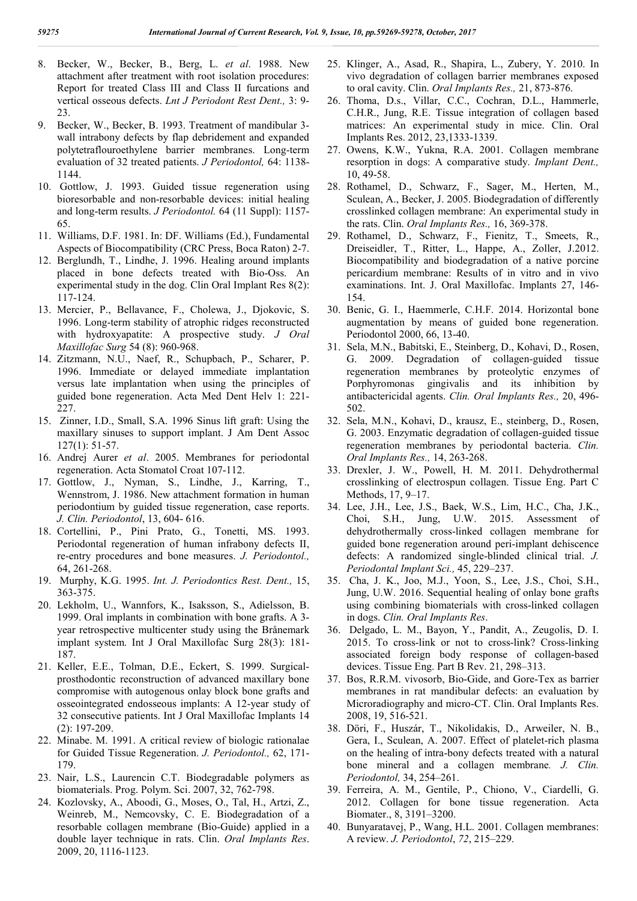8. Becker, W., Becker, B., Berg, L. *et al*. 1988. New attachment after treatment with root isolation procedures: Report for treated Class III and Class II furcations and vertical osseous defects. *Lnt J Periodont Rest Dent.,* 3: 9-23.
9. Becker, W., Becker, B. 1993. Treatment of mandibular 3-wall intrabony defects by flap debridement and expanded polytetraflouroethylene barrier membranes. Long-term evaluation of 32 treated patients. *J Periodontol,* 64: 1138-1144.
10. Gottlow, J. 1993. Guided tissue regeneration using bioresorbable and non-resorbable devices: initial healing and long-term results. *J Periodontol.* 64 (11 Suppl): 1157-65.
11. Williams, D.F. 1981. In: DF. Williams (Ed.), Fundamental Aspects of Biocompatibility (CRC Press, Boca Raton) 2-7.
12. Berglundh, T., Lindhe, J. 1996. Healing around implants placed in bone defects treated with Bio-Oss. An experimental study in the dog. Clin Oral Implant Res 8(2): 117-124.
13. Mercier, P., Bellavance, F., Cholewa, J., Djokovic, S. 1996. Long-term stability of atrophic ridges reconstructed with hydroxyapatite: A prospective study. *J Oral Maxillofac Surg* 54 (8): 960-968.
14. Zitzmann, N.U., Naef, R., Schupbach, P., Scharer, P. 1996. Immediate or delayed immediate implantation versus late implantation when using the principles of guided bone regeneration. Acta Med Dent Helv 1: 221-227.
15. Zinner, I.D., Small, S.A. 1996 Sinus lift graft: Using the maxillary sinuses to support implant. J Am Dent Assoc 127(1): 51-57.
16. Andrej Aurer *et al*. 2005. Membranes for periodontal regeneration. Acta Stomatol Croat 107-112.
17. Gottlow, J., Nyman, S., Lindhe, J., Karring, T., Wennstrom, J. 1986. New attachment formation in human periodontium by guided tissue regeneration, case reports. *J. Clin. Periodontol*, 13, 604- 616.
18. Cortellini, P., Pini Prato, G., Tonetti, MS. 1993. Periodontal regeneration of human infrabony defects II, re-entry procedures and bone measures. *J. Periodontol.,* 64, 261-268.
19. Murphy, K.G. 1995. *Int. J. Periodontics Rest. Dent.,* 15, 363-375.
20. Lekholm, U., Wannfors, K., Isaksson, S., Adielsson, B. 1999. Oral implants in combination with bone grafts. A 3-year retrospective multicenter study using the Brånemark implant system. Int J Oral Maxillofac Surg 28(3): 181-187.
21. Keller, E.E., Tolman, D.E., Eckert, S. 1999. Surgical-prosthodontic reconstruction of advanced maxillary bone compromise with autogenous onlay block bone grafts and osseointegrated endosseous implants: A 12-year study of 32 consecutive patients. Int J Oral Maxillofac Implants 14 (2): 197-209.
22. Minabe. M. 1991. A critical review of biologic rationalae for Guided Tissue Regeneration. *J. Periodontol.,* 62, 171-179.
23. Nair, L.S., Laurencin C.T. Biodegradable polymers as biomaterials. Prog. Polym. Sci. 2007, 32, 762-798.
24. Kozlovsky, A., Aboodi, G., Moses, O., Tal, H., Artzi, Z., Weinreb, M., Nemcovsky, C. E. Biodegradation of a resorbable collagen membrane (Bio-Guide) applied in a double layer technique in rats. Clin. *Oral Implants Res*. 2009, 20, 1116-1123.
25. Klinger, A., Asad, R., Shapira, L., Zubery, Y. 2010. In vivo degradation of collagen barrier membranes exposed to oral cavity. Clin. *Oral Implants Res.,* 21, 873-876.
26. Thoma, D.s., Villar, C.C., Cochran, D.L., Hammerle, C.H.R., Jung, R.E. Tissue integration of collagen based matrices: An experimental study in mice. Clin. Oral Implants Res. 2012, 23,1333-1339.
27. Owens, K.W., Yukna, R.A. 2001. Collagen membrane resorption in dogs: A comparative study. *Implant Dent.,* 10, 49-58.
28. Rothamel, D., Schwarz, F., Sager, M., Herten, M., Sculean, A., Becker, J. 2005. Biodegradation of differently crosslinked collagen membrane: An experimental study in the rats. Clin. *Oral Implants Res.,* 16, 369-378.
29. Rothamel, D., Schwarz, F., Fienitz, T., Smeets, R., Dreiseidler, T., Ritter, L., Happe, A., Zoller, J.2012. Biocompatibility and biodegradation of a native porcine pericardium membrane: Results of in vitro and in vivo examinations. Int. J. Oral Maxillofac. Implants 27, 146-154.
30. Benic, G. I., Haemmerle, C.H.F. 2014. Horizontal bone augmentation by means of guided bone regeneration. Periodontol 2000, 66, 13-40.
31. Sela, M.N., Babitski, E., Steinberg, D., Kohavi, D., Rosen, G. 2009. Degradation of collagen-guided tissue regeneration membranes by proteolytic enzymes of Porphyromonas gingivalis and its inhibition by antibactericidal agents. *Clin. Oral Implants Res.,* 20, 496-502.
32. Sela, M.N., Kohavi, D., krausz, E., steinberg, D., Rosen, G. 2003. Enzymatic degradation of collagen-guided tissue regeneration membranes by periodontal bacteria. *Clin. Oral Implants Res.,* 14, 263-268.
33. Drexler, J. W., Powell, H. M. 2011. Dehydrothermal crosslinking of electrospun collagen. Tissue Eng. Part C Methods, 17, 9–17.
34. Lee, J.H., Lee, J.S., Baek, W.S., Lim, H.C., Cha, J.K., Choi, S.H., Jung, U.W. 2015. Assessment of dehydrothermally cross-linked collagen membrane for guided bone regeneration around peri-implant dehiscence defects: A randomized single-blinded clinical trial. *J. Periodontal Implant Sci.,* 45, 229–237.
35. Cha, J. K., Joo, M.J., Yoon, S., Lee, J.S., Choi, S.H., Jung, U.W. 2016. Sequential healing of onlay bone grafts using combining biomaterials with cross-linked collagen in dogs. *Clin. Oral Implants Res*.
36. Delgado, L. M., Bayon, Y., Pandit, A., Zeugolis, D. I. 2015. To cross-link or not to cross-link? Cross-linking associated foreign body response of collagen-based devices. Tissue Eng. Part B Rev. 21, 298–313.
37. Bos, R.R.M. vivosorb, Bio-Gide, and Gore-Tex as barrier membranes in rat mandibular defects: an evaluation by Microradiography and micro-CT. Clin. Oral Implants Res. 2008, 19, 516-521.
38. Döri, F., Huszár, T., Nikolidakis, D., Arweiler, N. B., Gera, I., Sculean, A. 2007. Effect of platelet-rich plasma on the healing of intra-bony defects treated with a natural bone mineral and a collagen membrane*. J. Clin. Periodontol,* 34, 254–261.
39. Ferreira, A. M., Gentile, P., Chiono, V., Ciardelli, G. 2012. Collagen for bone tissue regeneration. Acta Biomater., 8, 3191–3200.
40. Bunyaratavej, P., Wang, H.L. 2001. Collagen membranes: A review. *J. Periodontol*, *72*, 215–229.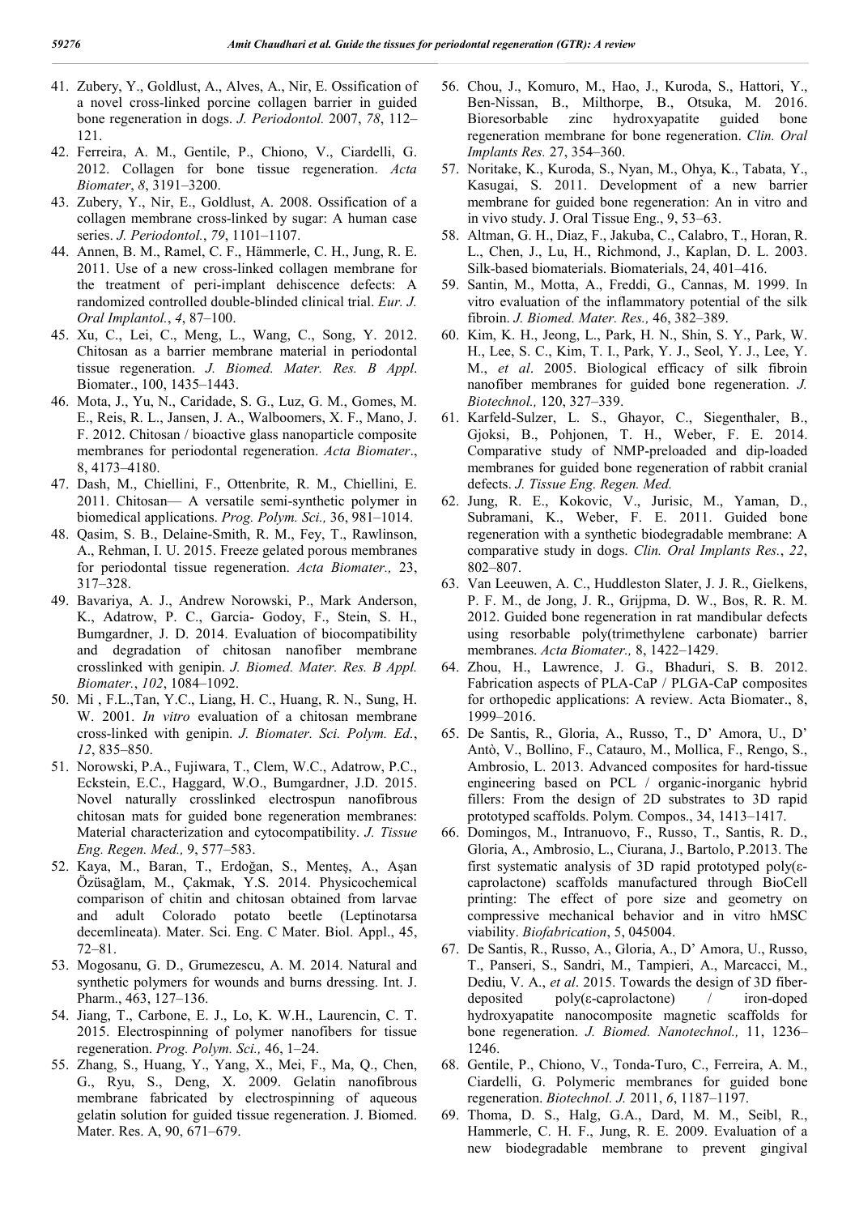41. Zubery, Y., Goldlust, A., Alves, A., Nir, E. Ossification of a novel cross-linked porcine collagen barrier in guided bone regeneration in dogs. *J. Periodontol.* 2007, *78*, 112–121.
42. Ferreira, A. M., Gentile, P., Chiono, V., Ciardelli, G. 2012. Collagen for bone tissue regeneration. *Acta Biomater*, *8*, 3191–3200.
43. Zubery, Y., Nir, E., Goldlust, A. 2008. Ossification of a collagen membrane cross-linked by sugar: A human case series. *J. Periodontol.*, *79*, 1101–1107.
44. Annen, B. M., Ramel, C. F., Hämmerle, C. H., Jung, R. E. 2011. Use of a new cross-linked collagen membrane for the treatment of peri-implant dehiscence defects: A randomized controlled double-blinded clinical trial. *Eur. J. Oral Implantol.*, *4*, 87–100.
45. Xu, C., Lei, C., Meng, L., Wang, C., Song, Y. 2012. Chitosan as a barrier membrane material in periodontal tissue regeneration. *J. Biomed. Mater. Res. B Appl*. Biomater., 100, 1435–1443.
46. Mota, J., Yu, N., Caridade, S. G., Luz, G. M., Gomes, M. E., Reis, R. L., Jansen, J. A., Walboomers, X. F., Mano, J. F. 2012. Chitosan / bioactive glass nanoparticle composite membranes for periodontal regeneration. *Acta Biomater*., 8, 4173–4180.
47. Dash, M., Chiellini, F., Ottenbrite, R. M., Chiellini, E. 2011. Chitosan— A versatile semi-synthetic polymer in biomedical applications. *Prog. Polym. Sci.,* 36, 981–1014.
48. Qasim, S. B., Delaine-Smith, R. M., Fey, T., Rawlinson, A., Rehman, I. U. 2015. Freeze gelated porous membranes for periodontal tissue regeneration. *Acta Biomater.,* 23, 317–328.
49. Bavariya, A. J., Andrew Norowski, P., Mark Anderson, K., Adatrow, P. C., Garcia- Godoy, F., Stein, S. H., Bumgardner, J. D. 2014. Evaluation of biocompatibility and degradation of chitosan nanofiber membrane crosslinked with genipin. *J. Biomed. Mater. Res. B Appl. Biomater.*, *102*, 1084–1092.
50. Mi , F.L.,Tan, Y.C., Liang, H. C., Huang, R. N., Sung, H. W. 2001. *In vitro* evaluation of a chitosan membrane cross-linked with genipin. *J. Biomater. Sci. Polym. Ed.*, *12*, 835–850.
51. Norowski, P.A., Fujiwara, T., Clem, W.C., Adatrow, P.C., Eckstein, E.C., Haggard, W.O., Bumgardner, J.D. 2015. Novel naturally crosslinked electrospun nanofibrous chitosan mats for guided bone regeneration membranes: Material characterization and cytocompatibility. *J. Tissue Eng. Regen. Med.,* 9, 577–583.
52. Kaya, M., Baran, T., Erdoğan, S., Menteş, A., Aşan Özüsağlam, M., Çakmak, Y.S. 2014. Physicochemical comparison of chitin and chitosan obtained from larvae and adult Colorado potato beetle (Leptinotarsa decemlineata). Mater. Sci. Eng. C Mater. Biol. Appl., 45, 72–81.
53. Mogosanu, G. D., Grumezescu, A. M. 2014. Natural and synthetic polymers for wounds and burns dressing. Int. J. Pharm., 463, 127–136.
54. Jiang, T., Carbone, E. J., Lo, K. W.H., Laurencin, C. T. 2015. Electrospinning of polymer nanofibers for tissue regeneration. *Prog. Polym. Sci.,* 46, 1–24.
55. Zhang, S., Huang, Y., Yang, X., Mei, F., Ma, Q., Chen, G., Ryu, S., Deng, X. 2009. Gelatin nanofibrous membrane fabricated by electrospinning of aqueous gelatin solution for guided tissue regeneration. J. Biomed. Mater. Res. A, 90, 671–679.
56. Chou, J., Komuro, M., Hao, J., Kuroda, S., Hattori, Y., Ben-Nissan, B., Milthorpe, B., Otsuka, M. 2016. Bioresorbable zinc hydroxyapatite guided bone regeneration membrane for bone regeneration. *Clin. Oral Implants Res.* 27, 354–360.
57. Noritake, K., Kuroda, S., Nyan, M., Ohya, K., Tabata, Y., Kasugai, S. 2011. Development of a new barrier membrane for guided bone regeneration: An in vitro and in vivo study. J. Oral Tissue Eng., 9, 53–63.
58. Altman, G. H., Diaz, F., Jakuba, C., Calabro, T., Horan, R. L., Chen, J., Lu, H., Richmond, J., Kaplan, D. L. 2003. Silk-based biomaterials. Biomaterials, 24, 401–416.
59. Santin, M., Motta, A., Freddi, G., Cannas, M. 1999. In vitro evaluation of the inflammatory potential of the silk fibroin. *J. Biomed. Mater. Res.,* 46, 382–389.
60. Kim, K. H., Jeong, L., Park, H. N., Shin, S. Y., Park, W. H., Lee, S. C., Kim, T. I., Park, Y. J., Seol, Y. J., Lee, Y. M., *et al*. 2005. Biological efficacy of silk fibroin nanofiber membranes for guided bone regeneration. *J. Biotechnol.,* 120, 327–339.
61. Karfeld-Sulzer, L. S., Ghayor, C., Siegenthaler, B., Gjoksi, B., Pohjonen, T. H., Weber, F. E. 2014. Comparative study of NMP-preloaded and dip-loaded membranes for guided bone regeneration of rabbit cranial defects. *J. Tissue Eng. Regen. Med.*
62. Jung, R. E., Kokovic, V., Jurisic, M., Yaman, D., Subramani, K., Weber, F. E. 2011. Guided bone regeneration with a synthetic biodegradable membrane: A comparative study in dogs. *Clin. Oral Implants Res.*, *22*, 802–807.
63. Van Leeuwen, A. C., Huddleston Slater, J. J. R., Gielkens, P. F. M., de Jong, J. R., Grijpma, D. W., Bos, R. R. M. 2012. Guided bone regeneration in rat mandibular defects using resorbable poly(trimethylene carbonate) barrier membranes. *Acta Biomater.,* 8, 1422–1429.
64. Zhou, H., Lawrence, J. G., Bhaduri, S. B. 2012. Fabrication aspects of PLA-CaP / PLGA-CaP composites for orthopedic applications: A review. Acta Biomater., 8, 1999–2016.
65. De Santis, R., Gloria, A., Russo, T., D' Amora, U., D' Antò, V., Bollino, F., Catauro, M., Mollica, F., Rengo, S., Ambrosio, L. 2013. Advanced composites for hard-tissue engineering based on PCL / organic-inorganic hybrid fillers: From the design of 2D substrates to 3D rapid prototyped scaffolds. Polym. Compos., 34, 1413–1417.
66. Domingos, M., Intranuovo, F., Russo, T., Santis, R. D., Gloria, A., Ambrosio, L., Ciurana, J., Bartolo, P.2013. The first systematic analysis of 3D rapid prototyped poly(ε-caprolactone) scaffolds manufactured through BioCell printing: The effect of pore size and geometry on compressive mechanical behavior and in vitro hMSC viability. *Biofabrication*, 5, 045004.
67. De Santis, R., Russo, A., Gloria, A., D' Amora, U., Russo, T., Panseri, S., Sandri, M., Tampieri, A., Marcacci, M., Dediu, V. A., *et al*. 2015. Towards the design of 3D fiber-deposited poly(ε-caprolactone) / iron-doped hydroxyapatite nanocomposite magnetic scaffolds for bone regeneration. *J. Biomed. Nanotechnol.,* 11, 1236–1246.
68. Gentile, P., Chiono, V., Tonda-Turo, C., Ferreira, A. M., Ciardelli, G. Polymeric membranes for guided bone regeneration. *Biotechnol. J.* 2011, *6*, 1187–1197.
69. Thoma, D. S., Halg, G.A., Dard, M. M., Seibl, R., Hammerle, C. H. F., Jung, R. E. 2009. Evaluation of a new biodegradable membrane to prevent gingival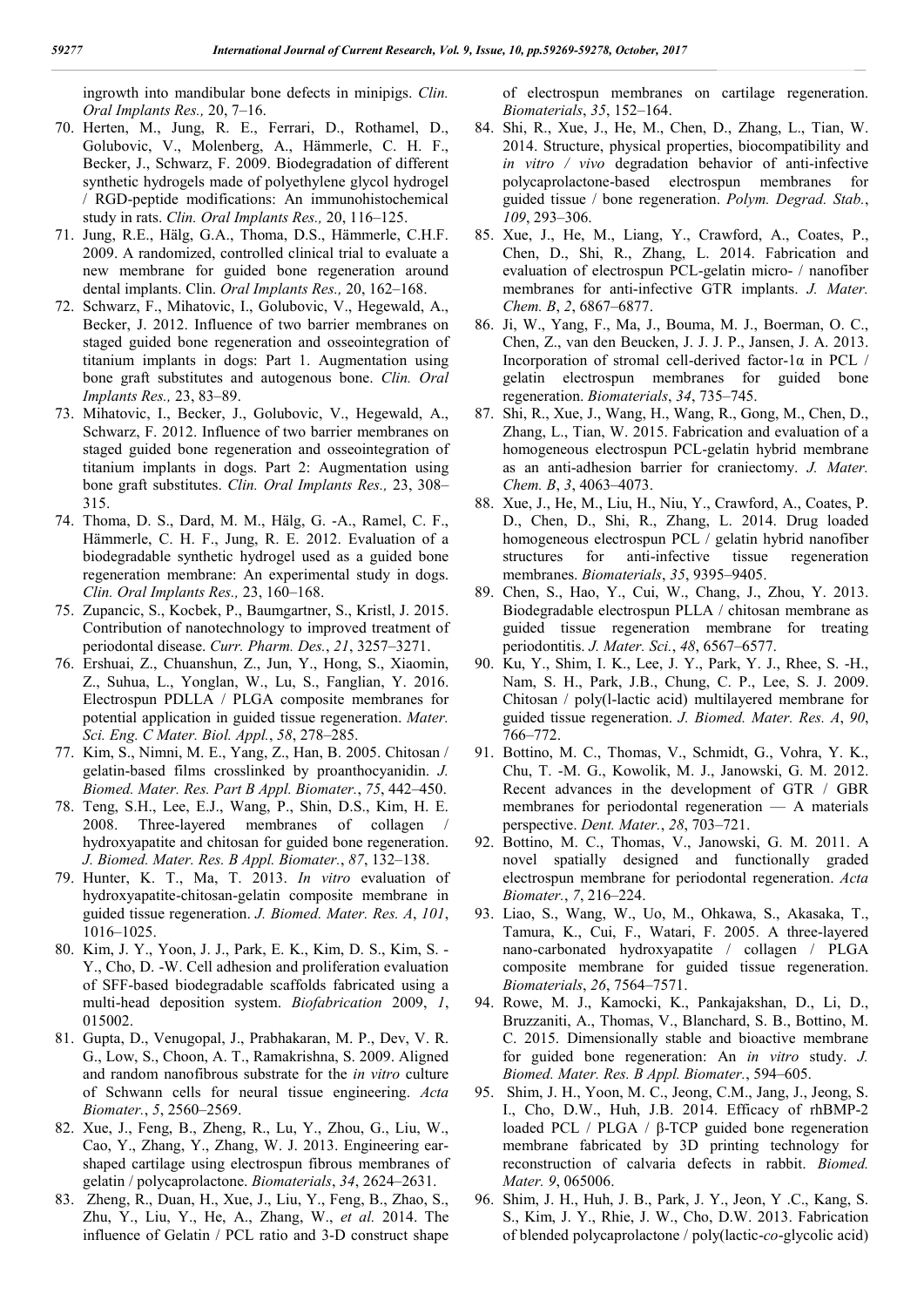ingrowth into mandibular bone defects in minipigs. *Clin. Oral Implants Res.,* 20, 7–16.

70. Herten, M., Jung, R. E., Ferrari, D., Rothamel, D., Golubovic, V., Molenberg, A., Hämmerle, C. H. F., Becker, J., Schwarz, F. 2009. Biodegradation of different synthetic hydrogels made of polyethylene glycol hydrogel / RGD-peptide modifications: An immunohistochemical study in rats. *Clin. Oral Implants Res.,* 20, 116–125.
71. Jung, R.E., Hälg, G.A., Thoma, D.S., Hämmerle, C.H.F. 2009. A randomized, controlled clinical trial to evaluate a new membrane for guided bone regeneration around dental implants. Clin. *Oral Implants Res.,* 20, 162–168.
72. Schwarz, F., Mihatovic, I., Golubovic, V., Hegewald, A., Becker, J. 2012. Influence of two barrier membranes on staged guided bone regeneration and osseointegration of titanium implants in dogs: Part 1. Augmentation using bone graft substitutes and autogenous bone. *Clin. Oral Implants Res.,* 23, 83–89.
73. Mihatovic, I., Becker, J., Golubovic, V., Hegewald, A., Schwarz, F. 2012. Influence of two barrier membranes on staged guided bone regeneration and osseointegration of titanium implants in dogs. Part 2: Augmentation using bone graft substitutes. *Clin. Oral Implants Res.,* 23, 308–315.
74. Thoma, D. S., Dard, M. M., Hälg, G. -A., Ramel, C. F., Hämmerle, C. H. F., Jung, R. E. 2012. Evaluation of a biodegradable synthetic hydrogel used as a guided bone regeneration membrane: An experimental study in dogs. *Clin. Oral Implants Res.,* 23, 160–168.
75. Zupancic, S., Kocbek, P., Baumgartner, S., Kristl, J. 2015. Contribution of nanotechnology to improved treatment of periodontal disease. *Curr. Pharm. Des.*, *21*, 3257–3271.
76. Ershuai, Z., Chuanshun, Z., Jun, Y., Hong, S., Xiaomin, Z., Suhua, L., Yonglan, W., Lu, S., Fanglian, Y. 2016. Electrospun PDLLA / PLGA composite membranes for potential application in guided tissue regeneration. *Mater. Sci. Eng. C Mater. Biol. Appl.*, *58*, 278–285.
77. Kim, S., Nimni, M. E., Yang, Z., Han, B. 2005. Chitosan / gelatin-based films crosslinked by proanthocyanidin. *J. Biomed. Mater. Res. Part B Appl. Biomater.*, *75*, 442–450.
78. Teng, S.H., Lee, E.J., Wang, P., Shin, D.S., Kim, H. E. 2008. Three-layered membranes of collagen / hydroxyapatite and chitosan for guided bone regeneration. *J. Biomed. Mater. Res. B Appl. Biomater.*, *87*, 132–138.
79. Hunter, K. T., Ma, T. 2013. *In vitro* evaluation of hydroxyapatite-chitosan-gelatin composite membrane in guided tissue regeneration. *J. Biomed. Mater. Res. A*, *101*, 1016–1025.
80. Kim, J. Y., Yoon, J. J., Park, E. K., Kim, D. S., Kim, S. -Y., Cho, D. -W. Cell adhesion and proliferation evaluation of SFF-based biodegradable scaffolds fabricated using a multi-head deposition system. *Biofabrication* 2009, *1*, 015002.
81. Gupta, D., Venugopal, J., Prabhakaran, M. P., Dev, V. R. G., Low, S., Choon, A. T., Ramakrishna, S. 2009. Aligned and random nanofibrous substrate for the *in vitro* culture of Schwann cells for neural tissue engineering. *Acta Biomater.*, *5*, 2560–2569.
82. Xue, J., Feng, B., Zheng, R., Lu, Y., Zhou, G., Liu, W., Cao, Y., Zhang, Y., Zhang, W. J. 2013. Engineering ear-shaped cartilage using electrospun fibrous membranes of gelatin / polycaprolactone. *Biomaterials*, *34*, 2624–2631.
83. Zheng, R., Duan, H., Xue, J., Liu, Y., Feng, B., Zhao, S., Zhu, Y., Liu, Y., He, A., Zhang, W., *et al.* 2014. The influence of Gelatin / PCL ratio and 3-D construct shape of electrospun membranes on cartilage regeneration. *Biomaterials*, *35*, 152–164.
84. Shi, R., Xue, J., He, M., Chen, D., Zhang, L., Tian, W. 2014. Structure, physical properties, biocompatibility and *in vitro / vivo* degradation behavior of anti-infective polycaprolactone-based electrospun membranes for guided tissue / bone regeneration. *Polym. Degrad. Stab.*, *109*, 293–306.
85. Xue, J., He, M., Liang, Y., Crawford, A., Coates, P., Chen, D., Shi, R., Zhang, L. 2014. Fabrication and evaluation of electrospun PCL-gelatin micro- / nanofiber membranes for anti-infective GTR implants. *J. Mater. Chem. B*, *2*, 6867–6877.
86. Ji, W., Yang, F., Ma, J., Bouma, M. J., Boerman, O. C., Chen, Z., van den Beucken, J. J. J. P., Jansen, J. A. 2013. Incorporation of stromal cell-derived factor-1α in PCL / gelatin electrospun membranes for guided bone regeneration. *Biomaterials*, *34*, 735–745.
87. Shi, R., Xue, J., Wang, H., Wang, R., Gong, M., Chen, D., Zhang, L., Tian, W. 2015. Fabrication and evaluation of a homogeneous electrospun PCL-gelatin hybrid membrane as an anti-adhesion barrier for craniectomy. *J. Mater. Chem. B*, *3*, 4063–4073.
88. Xue, J., He, M., Liu, H., Niu, Y., Crawford, A., Coates, P. D., Chen, D., Shi, R., Zhang, L. 2014. Drug loaded homogeneous electrospun PCL / gelatin hybrid nanofiber structures for anti-infective tissue regeneration membranes. *Biomaterials*, *35*, 9395–9405.
89. Chen, S., Hao, Y., Cui, W., Chang, J., Zhou, Y. 2013. Biodegradable electrospun PLLA / chitosan membrane as guided tissue regeneration membrane for treating periodontitis. *J. Mater. Sci.*, *48*, 6567–6577.
90. Ku, Y., Shim, I. K., Lee, J. Y., Park, Y. J., Rhee, S. -H., Nam, S. H., Park, J.B., Chung, C. P., Lee, S. J. 2009. Chitosan / poly(l-lactic acid) multilayered membrane for guided tissue regeneration. *J. Biomed. Mater. Res. A*, *90*, 766–772.
91. Bottino, M. C., Thomas, V., Schmidt, G., Vohra, Y. K., Chu, T. -M. G., Kowolik, M. J., Janowski, G. M. 2012. Recent advances in the development of GTR / GBR membranes for periodontal regeneration — A materials perspective. *Dent. Mater.*, *28*, 703–721.
92. Bottino, M. C., Thomas, V., Janowski, G. M. 2011. A novel spatially designed and functionally graded electrospun membrane for periodontal regeneration. *Acta Biomater.*, *7*, 216–224.
93. Liao, S., Wang, W., Uo, M., Ohkawa, S., Akasaka, T., Tamura, K., Cui, F., Watari, F. 2005. A three-layered nano-carbonated hydroxyapatite / collagen / PLGA composite membrane for guided tissue regeneration. *Biomaterials*, *26*, 7564–7571.
94. Rowe, M. J., Kamocki, K., Pankajakshan, D., Li, D., Bruzzaniti, A., Thomas, V., Blanchard, S. B., Bottino, M. C. 2015. Dimensionally stable and bioactive membrane for guided bone regeneration: An *in vitro* study. *J. Biomed. Mater. Res. B Appl. Biomater.*, 594–605.
95. Shim, J. H., Yoon, M. C., Jeong, C.M., Jang, J., Jeong, S. I., Cho, D.W., Huh, J.B. 2014. Efficacy of rhBMP-2 loaded PCL / PLGA / β-TCP guided bone regeneration membrane fabricated by 3D printing technology for reconstruction of calvaria defects in rabbit. *Biomed. Mater. 9*, 065006.
96. Shim, J. H., Huh, J. B., Park, J. Y., Jeon, Y .C., Kang, S. S., Kim, J. Y., Rhie, J. W., Cho, D.W. 2013. Fabrication of blended polycaprolactone / poly(lactic-*co*-glycolic acid)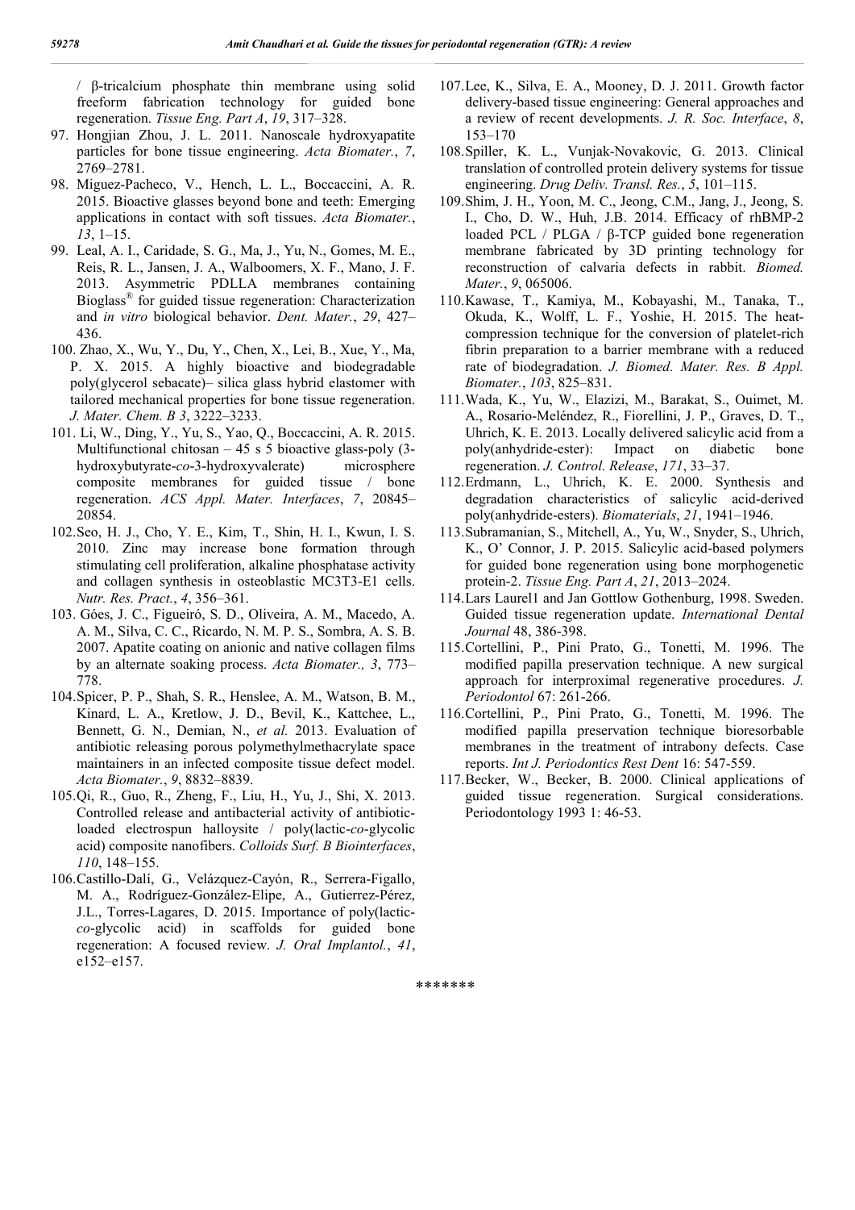/ β-tricalcium phosphate thin membrane using solid freeform fabrication technology for guided bone regeneration. *Tissue Eng. Part A*, *19*, 317–328.

97. Hongjian Zhou, J. L. 2011. Nanoscale hydroxyapatite particles for bone tissue engineering. *Acta Biomater.*, *7*, 2769–2781.
98. Miguez-Pacheco, V., Hench, L. L., Boccaccini, A. R. 2015. Bioactive glasses beyond bone and teeth: Emerging applications in contact with soft tissues. *Acta Biomater.*, *13*, 1–15.
99. Leal, A. I., Caridade, S. G., Ma, J., Yu, N., Gomes, M. E., Reis, R. L., Jansen, J. A., Walboomers, X. F., Mano, J. F. 2013. Asymmetric PDLLA membranes containing Bioglass® for guided tissue regeneration: Characterization and *in vitro* biological behavior. *Dent. Mater.*, *29*, 427–436.
100. Zhao, X., Wu, Y., Du, Y., Chen, X., Lei, B., Xue, Y., Ma, P. X. 2015. A highly bioactive and biodegradable poly(glycerol sebacate)– silica glass hybrid elastomer with tailored mechanical properties for bone tissue regeneration. *J. Mater. Chem. B 3*, 3222–3233.
101. Li, W., Ding, Y., Yu, S., Yao, Q., Boccaccini, A. R. 2015. Multifunctional chitosan – 45 s 5 bioactive glass-poly (3-hydroxybutyrate-*co*-3-hydroxyvalerate) microsphere composite membranes for guided tissue / bone regeneration. *ACS Appl. Mater. Interfaces*, *7*, 20845–20854.
102. Seo, H. J., Cho, Y. E., Kim, T., Shin, H. I., Kwun, I. S. 2010. Zinc may increase bone formation through stimulating cell proliferation, alkaline phosphatase activity and collagen synthesis in osteoblastic MC3T3-E1 cells. *Nutr. Res. Pract.*, *4*, 356–361.
103. Góes, J. C., Figueiró, S. D., Oliveira, A. M., Macedo, A. A. M., Silva, C. C., Ricardo, N. M. P. S., Sombra, A. S. B. 2007. Apatite coating on anionic and native collagen films by an alternate soaking process. *Acta Biomater., 3*, 773–778.
104. Spicer, P. P., Shah, S. R., Henslee, A. M., Watson, B. M., Kinard, L. A., Kretlow, J. D., Bevil, K., Kattchee, L., Bennett, G. N., Demian, N., *et al.* 2013. Evaluation of antibiotic releasing porous polymethylmethacrylate space maintainers in an infected composite tissue defect model. *Acta Biomater.*, *9*, 8832–8839.
105. Qi, R., Guo, R., Zheng, F., Liu, H., Yu, J., Shi, X. 2013. Controlled release and antibacterial activity of antibiotic-loaded electrospun halloysite / poly(lactic-*co*-glycolic acid) composite nanofibers. *Colloids Surf. B Biointerfaces*, *110*, 148–155.
106. Castillo-Dalí, G., Velázquez-Cayón, R., Serrera-Figallo, M. A., Rodríguez-González-Elipe, A., Gutierrez-Pérez, J.L., Torres-Lagares, D. 2015. Importance of poly(lactic-*co*-glycolic acid) in scaffolds for guided bone regeneration: A focused review. *J. Oral Implantol.*, *41*, e152–e157.
107. Lee, K., Silva, E. A., Mooney, D. J. 2011. Growth factor delivery-based tissue engineering: General approaches and a review of recent developments. *J. R. Soc. Interface*, *8*, 153–170
108. Spiller, K. L., Vunjak-Novakovic, G. 2013. Clinical translation of controlled protein delivery systems for tissue engineering. *Drug Deliv. Transl. Res.*, *5*, 101–115.
109. Shim, J. H., Yoon, M. C., Jeong, C.M., Jang, J., Jeong, S. I., Cho, D. W., Huh, J.B. 2014. Efficacy of rhBMP-2 loaded PCL / PLGA / β-TCP guided bone regeneration membrane fabricated by 3D printing technology for reconstruction of calvaria defects in rabbit. *Biomed. Mater.*, *9*, 065006.
110. Kawase, T., Kamiya, M., Kobayashi, M., Tanaka, T., Okuda, K., Wolff, L. F., Yoshie, H. 2015. The heat-compression technique for the conversion of platelet-rich fibrin preparation to a barrier membrane with a reduced rate of biodegradation. *J. Biomed. Mater. Res. B Appl. Biomater.*, *103*, 825–831.
111. Wada, K., Yu, W., Elazizi, M., Barakat, S., Ouimet, M. A., Rosario-Meléndez, R., Fiorellini, J. P., Graves, D. T., Uhrich, K. E. 2013. Locally delivered salicylic acid from a poly(anhydride-ester): Impact on diabetic bone regeneration. *J. Control. Release*, *171*, 33–37.
112. Erdmann, L., Uhrich, K. E. 2000. Synthesis and degradation characteristics of salicylic acid-derived poly(anhydride-esters). *Biomaterials*, *21*, 1941–1946.
113. Subramanian, S., Mitchell, A., Yu, W., Snyder, S., Uhrich, K., O' Connor, J. P. 2015. Salicylic acid-based polymers for guided bone regeneration using bone morphogenetic protein-2. *Tissue Eng. Part A*, *21*, 2013–2024.
114. Lars Laurel1 and Jan Gottlow Gothenburg, 1998. Sweden. Guided tissue regeneration update. *International Dental Journal* 48, 386-398.
115. Cortellini, P., Pini Prato, G., Tonetti, M. 1996. The modified papilla preservation technique. A new surgical approach for interproximal regenerative procedures. *J. Periodontol* 67: 261-266.
116. Cortellini, P., Pini Prato, G., Tonetti, M. 1996. The modified papilla preservation technique bioresorbable membranes in the treatment of intrabony defects. Case reports. *Int J. Periodontics Rest Dent* 16: 547-559.
117. Becker, W., Becker, B. 2000. Clinical applications of guided tissue regeneration. Surgical considerations. Periodontology 1993 1: 46-53.

\*\*\*\*\*\*\*